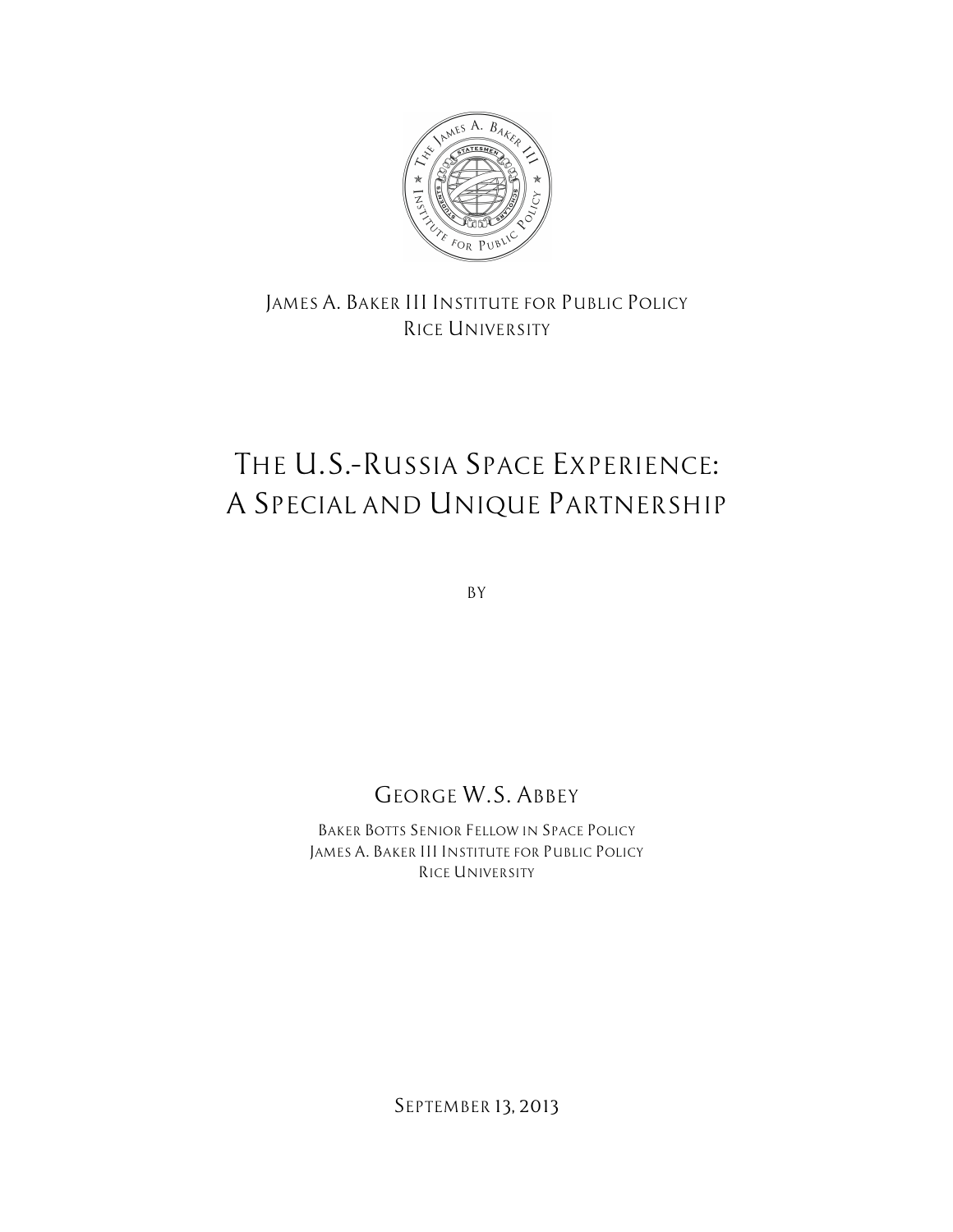James A. Baker III Institute for Public Policy
Rice University

# The U.S.-Russia Space Experience: A Special and Unique Partnership

By

George W.S. Abbey

Baker Botts Senior Fellow in Space Policy
James A. Baker III Institute for Public Policy
Rice University

September 13, 2013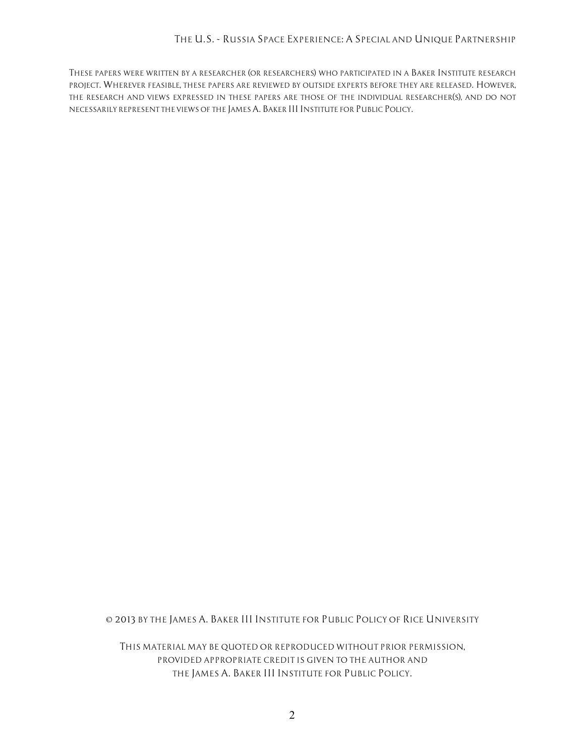These papers were written by a researcher (or researchers) who participated in a Baker Institute research project. Wherever feasible, these papers are reviewed by outside experts before they are released. However, the research and views expressed in these papers are those of the individual researcher(s), and do not necessarily represent the views of the James A. Baker III Institute for Public Policy.

© 2013 by the James A. Baker III Institute for Public Policy of Rice University

This material may be quoted or reproduced without prior permission, provided appropriate credit is given to the author and the James A. Baker III Institute for Public Policy.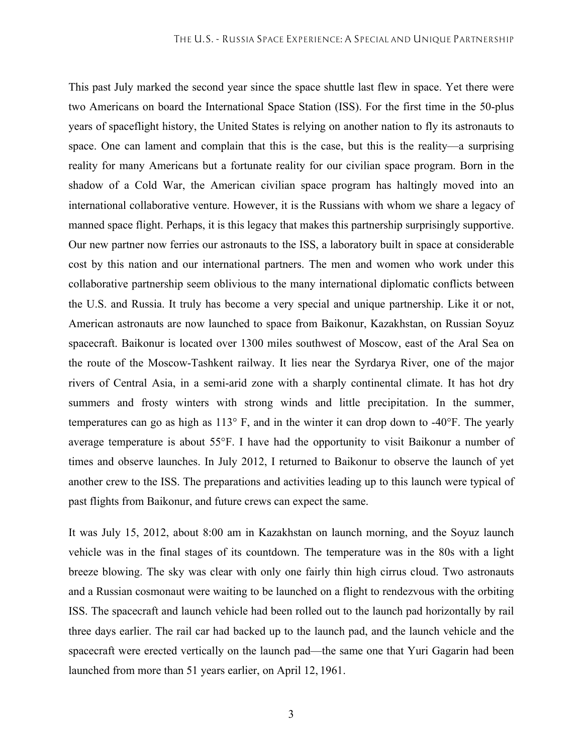This past July marked the second year since the space shuttle last flew in space. Yet there were two Americans on board the International Space Station (ISS). For the first time in the 50-plus years of spaceflight history, the United States is relying on another nation to fly its astronauts to space. One can lament and complain that this is the case, but this is the reality—a surprising reality for many Americans but a fortunate reality for our civilian space program. Born in the shadow of a Cold War, the American civilian space program has haltingly moved into an international collaborative venture. However, it is the Russians with whom we share a legacy of manned space flight. Perhaps, it is this legacy that makes this partnership surprisingly supportive. Our new partner now ferries our astronauts to the ISS, a laboratory built in space at considerable cost by this nation and our international partners. The men and women who work under this collaborative partnership seem oblivious to the many international diplomatic conflicts between the U.S. and Russia. It truly has become a very special and unique partnership. Like it or not, American astronauts are now launched to space from Baikonur, Kazakhstan, on Russian Soyuz spacecraft. Baikonur is located over 1300 miles southwest of Moscow, east of the Aral Sea on the route of the Moscow-Tashkent railway. It lies near the Syrdarya River, one of the major rivers of Central Asia, in a semi-arid zone with a sharply continental climate. It has hot dry summers and frosty winters with strong winds and little precipitation. In the summer, temperatures can go as high as 113° F, and in the winter it can drop down to -40°F. The yearly average temperature is about 55°F. I have had the opportunity to visit Baikonur a number of times and observe launches. In July 2012, I returned to Baikonur to observe the launch of yet another crew to the ISS. The preparations and activities leading up to this launch were typical of past flights from Baikonur, and future crews can expect the same.

It was July 15, 2012, about 8:00 am in Kazakhstan on launch morning, and the Soyuz launch vehicle was in the final stages of its countdown. The temperature was in the 80s with a light breeze blowing. The sky was clear with only one fairly thin high cirrus cloud. Two astronauts and a Russian cosmonaut were waiting to be launched on a flight to rendezvous with the orbiting ISS. The spacecraft and launch vehicle had been rolled out to the launch pad horizontally by rail three days earlier. The rail car had backed up to the launch pad, and the launch vehicle and the spacecraft were erected vertically on the launch pad—the same one that Yuri Gagarin had been launched from more than 51 years earlier, on April 12, 1961.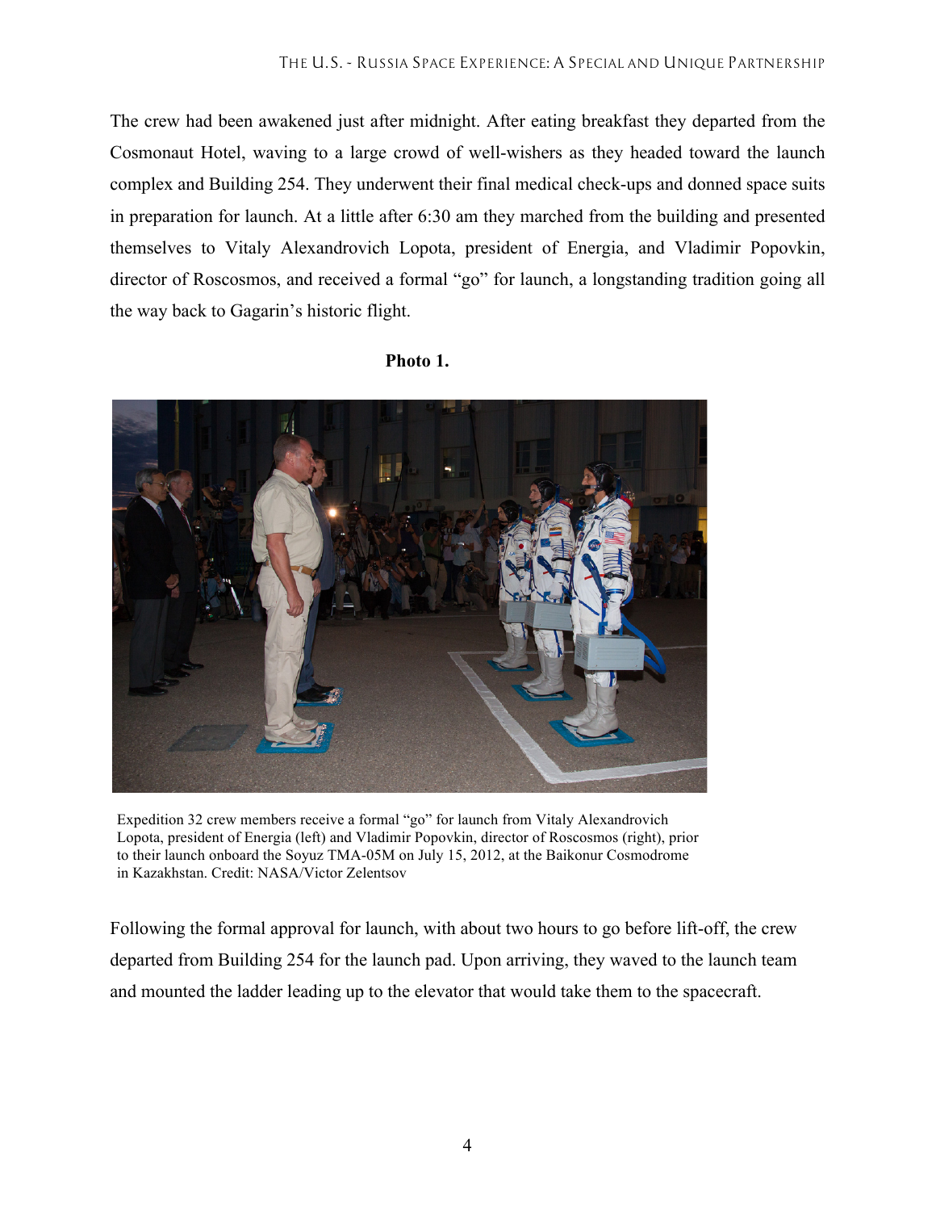The crew had been awakened just after midnight. After eating breakfast they departed from the Cosmonaut Hotel, waving to a large crowd of well-wishers as they headed toward the launch complex and Building 254. They underwent their final medical check-ups and donned space suits in preparation for launch. At a little after 6:30 am they marched from the building and presented themselves to Vitaly Alexandrovich Lopota, president of Energia, and Vladimir Popovkin, director of Roscosmos, and received a formal "go" for launch, a longstanding tradition going all the way back to Gagarin's historic flight.

**Photo 1.**

Expedition 32 crew members receive a formal "go" for launch from Vitaly Alexandrovich Lopota, president of Energia (left) and Vladimir Popovkin, director of Roscosmos (right), prior to their launch onboard the Soyuz TMA-05M on July 15, 2012, at the Baikonur Cosmodrome in Kazakhstan. Credit: NASA/Victor Zelentsov

Following the formal approval for launch, with about two hours to go before lift-off, the crew departed from Building 254 for the launch pad. Upon arriving, they waved to the launch team and mounted the ladder leading up to the elevator that would take them to the spacecraft.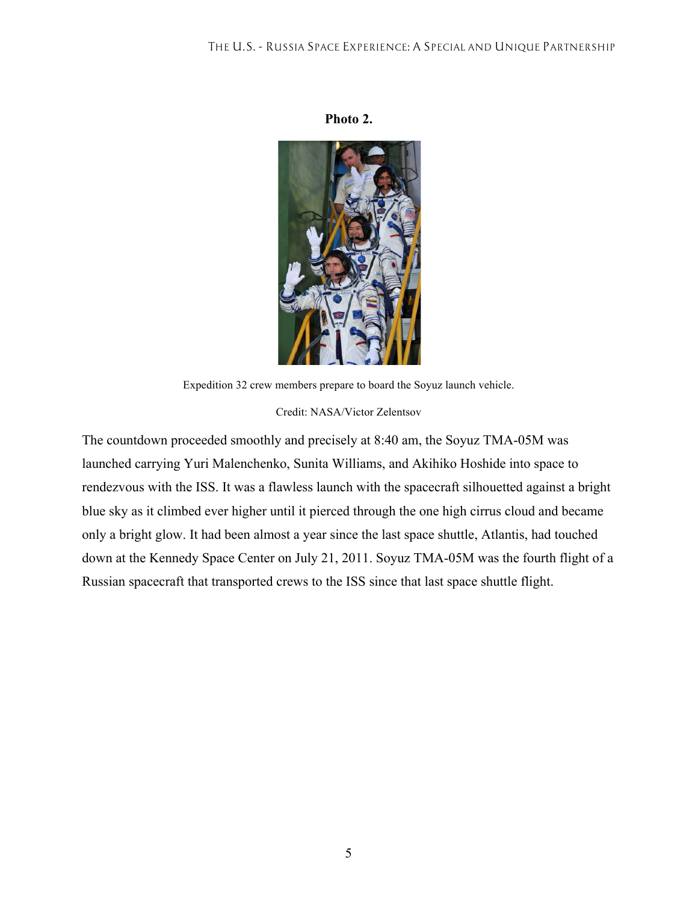**Photo 2.**

Expedition 32 crew members prepare to board the Soyuz launch vehicle.

Credit: NASA/Victor Zelentsov

The countdown proceeded smoothly and precisely at 8:40 am, the Soyuz TMA-05M was launched carrying Yuri Malenchenko, Sunita Williams, and Akihiko Hoshide into space to rendezvous with the ISS. It was a flawless launch with the spacecraft silhouetted against a bright blue sky as it climbed ever higher until it pierced through the one high cirrus cloud and became only a bright glow. It had been almost a year since the last space shuttle, Atlantis, had touched down at the Kennedy Space Center on July 21, 2011. Soyuz TMA-05M was the fourth flight of a Russian spacecraft that transported crews to the ISS since that last space shuttle flight.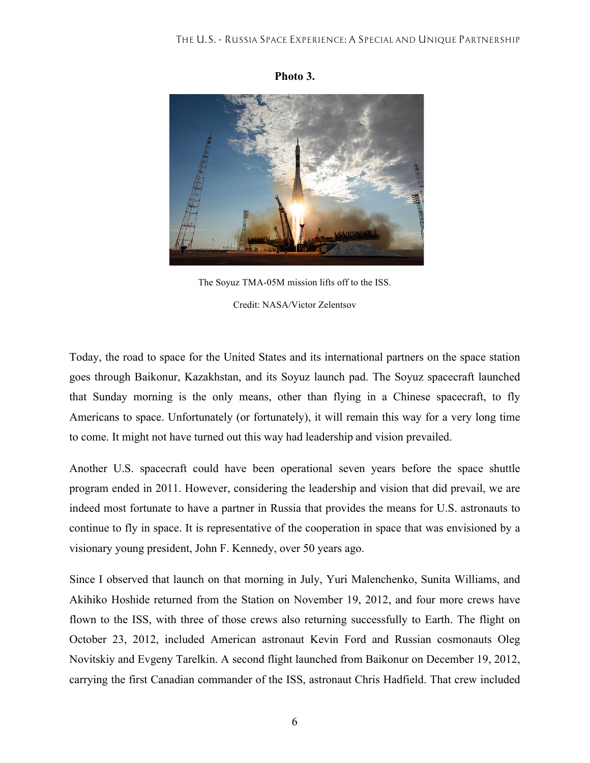**Photo 3.**

The Soyuz TMA-05M mission lifts off to the ISS.

Credit: NASA/Victor Zelentsov

Today, the road to space for the United States and its international partners on the space station goes through Baikonur, Kazakhstan, and its Soyuz launch pad. The Soyuz spacecraft launched that Sunday morning is the only means, other than flying in a Chinese spacecraft, to fly Americans to space. Unfortunately (or fortunately), it will remain this way for a very long time to come. It might not have turned out this way had leadership and vision prevailed.

Another U.S. spacecraft could have been operational seven years before the space shuttle program ended in 2011. However, considering the leadership and vision that did prevail, we are indeed most fortunate to have a partner in Russia that provides the means for U.S. astronauts to continue to fly in space. It is representative of the cooperation in space that was envisioned by a visionary young president, John F. Kennedy, over 50 years ago.

Since I observed that launch on that morning in July, Yuri Malenchenko, Sunita Williams, and Akihiko Hoshide returned from the Station on November 19, 2012, and four more crews have flown to the ISS, with three of those crews also returning successfully to Earth. The flight on October 23, 2012, included American astronaut Kevin Ford and Russian cosmonauts Oleg Novitskiy and Evgeny Tarelkin. A second flight launched from Baikonur on December 19, 2012, carrying the first Canadian commander of the ISS, astronaut Chris Hadfield. That crew included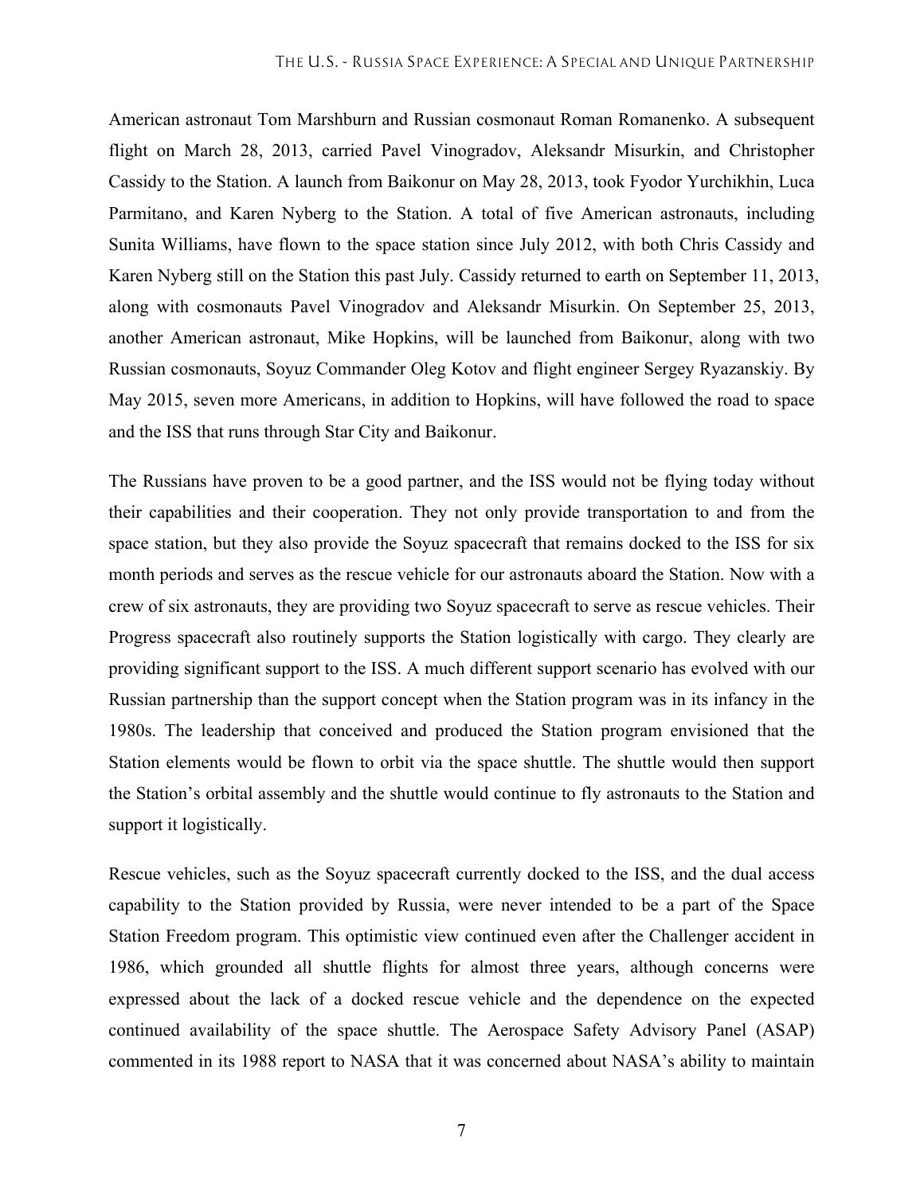American astronaut Tom Marshburn and Russian cosmonaut Roman Romanenko. A subsequent flight on March 28, 2013, carried Pavel Vinogradov, Aleksandr Misurkin, and Christopher Cassidy to the Station. A launch from Baikonur on May 28, 2013, took Fyodor Yurchikhin, Luca Parmitano, and Karen Nyberg to the Station. A total of five American astronauts, including Sunita Williams, have flown to the space station since July 2012, with both Chris Cassidy and Karen Nyberg still on the Station this past July. Cassidy returned to earth on September 11, 2013, along with cosmonauts Pavel Vinogradov and Aleksandr Misurkin. On September 25, 2013, another American astronaut, Mike Hopkins, will be launched from Baikonur, along with two Russian cosmonauts, Soyuz Commander Oleg Kotov and flight engineer Sergey Ryazanskiy. By May 2015, seven more Americans, in addition to Hopkins, will have followed the road to space and the ISS that runs through Star City and Baikonur.

The Russians have proven to be a good partner, and the ISS would not be flying today without their capabilities and their cooperation. They not only provide transportation to and from the space station, but they also provide the Soyuz spacecraft that remains docked to the ISS for six month periods and serves as the rescue vehicle for our astronauts aboard the Station. Now with a crew of six astronauts, they are providing two Soyuz spacecraft to serve as rescue vehicles. Their Progress spacecraft also routinely supports the Station logistically with cargo. They clearly are providing significant support to the ISS. A much different support scenario has evolved with our Russian partnership than the support concept when the Station program was in its infancy in the 1980s. The leadership that conceived and produced the Station program envisioned that the Station elements would be flown to orbit via the space shuttle. The shuttle would then support the Station's orbital assembly and the shuttle would continue to fly astronauts to the Station and support it logistically.

Rescue vehicles, such as the Soyuz spacecraft currently docked to the ISS, and the dual access capability to the Station provided by Russia, were never intended to be a part of the Space Station Freedom program. This optimistic view continued even after the Challenger accident in 1986, which grounded all shuttle flights for almost three years, although concerns were expressed about the lack of a docked rescue vehicle and the dependence on the expected continued availability of the space shuttle. The Aerospace Safety Advisory Panel (ASAP) commented in its 1988 report to NASA that it was concerned about NASA's ability to maintain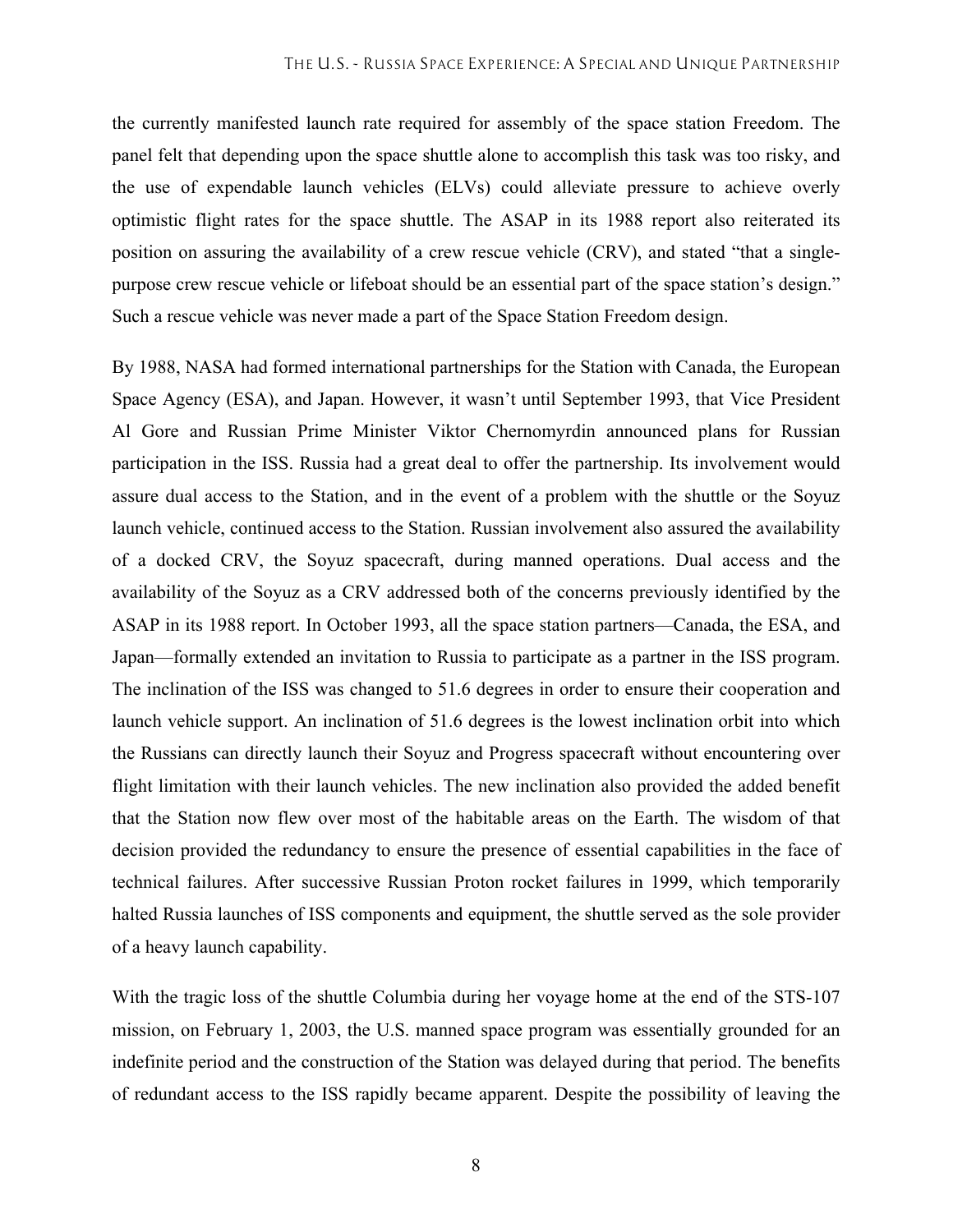the currently manifested launch rate required for assembly of the space station Freedom. The panel felt that depending upon the space shuttle alone to accomplish this task was too risky, and the use of expendable launch vehicles (ELVs) could alleviate pressure to achieve overly optimistic flight rates for the space shuttle. The ASAP in its 1988 report also reiterated its position on assuring the availability of a crew rescue vehicle (CRV), and stated "that a single-purpose crew rescue vehicle or lifeboat should be an essential part of the space station's design." Such a rescue vehicle was never made a part of the Space Station Freedom design.

By 1988, NASA had formed international partnerships for the Station with Canada, the European Space Agency (ESA), and Japan. However, it wasn't until September 1993, that Vice President Al Gore and Russian Prime Minister Viktor Chernomyrdin announced plans for Russian participation in the ISS. Russia had a great deal to offer the partnership. Its involvement would assure dual access to the Station, and in the event of a problem with the shuttle or the Soyuz launch vehicle, continued access to the Station. Russian involvement also assured the availability of a docked CRV, the Soyuz spacecraft, during manned operations. Dual access and the availability of the Soyuz as a CRV addressed both of the concerns previously identified by the ASAP in its 1988 report. In October 1993, all the space station partners—Canada, the ESA, and Japan—formally extended an invitation to Russia to participate as a partner in the ISS program. The inclination of the ISS was changed to 51.6 degrees in order to ensure their cooperation and launch vehicle support. An inclination of 51.6 degrees is the lowest inclination orbit into which the Russians can directly launch their Soyuz and Progress spacecraft without encountering over flight limitation with their launch vehicles. The new inclination also provided the added benefit that the Station now flew over most of the habitable areas on the Earth. The wisdom of that decision provided the redundancy to ensure the presence of essential capabilities in the face of technical failures. After successive Russian Proton rocket failures in 1999, which temporarily halted Russia launches of ISS components and equipment, the shuttle served as the sole provider of a heavy launch capability.

With the tragic loss of the shuttle Columbia during her voyage home at the end of the STS-107 mission, on February 1, 2003, the U.S. manned space program was essentially grounded for an indefinite period and the construction of the Station was delayed during that period. The benefits of redundant access to the ISS rapidly became apparent. Despite the possibility of leaving the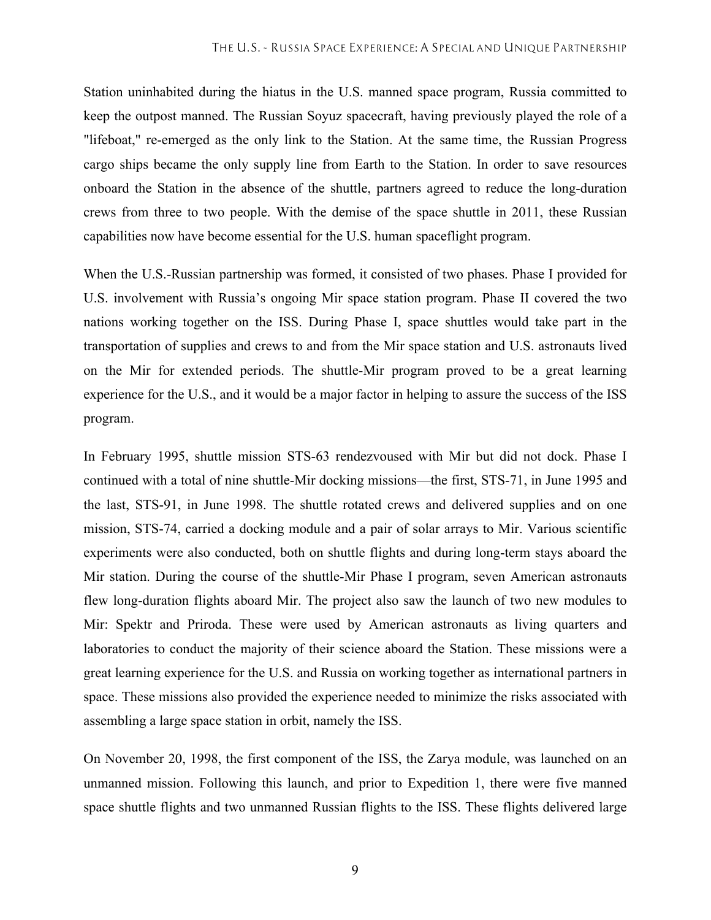Station uninhabited during the hiatus in the U.S. manned space program, Russia committed to keep the outpost manned. The Russian Soyuz spacecraft, having previously played the role of a "lifeboat," re-emerged as the only link to the Station. At the same time, the Russian Progress cargo ships became the only supply line from Earth to the Station. In order to save resources onboard the Station in the absence of the shuttle, partners agreed to reduce the long-duration crews from three to two people. With the demise of the space shuttle in 2011, these Russian capabilities now have become essential for the U.S. human spaceflight program.

When the U.S.-Russian partnership was formed, it consisted of two phases. Phase I provided for U.S. involvement with Russia's ongoing Mir space station program. Phase II covered the two nations working together on the ISS. During Phase I, space shuttles would take part in the transportation of supplies and crews to and from the Mir space station and U.S. astronauts lived on the Mir for extended periods. The shuttle-Mir program proved to be a great learning experience for the U.S., and it would be a major factor in helping to assure the success of the ISS program.

In February 1995, shuttle mission STS-63 rendezvoused with Mir but did not dock. Phase I continued with a total of nine shuttle-Mir docking missions—the first, STS-71, in June 1995 and the last, STS-91, in June 1998. The shuttle rotated crews and delivered supplies and on one mission, STS-74, carried a docking module and a pair of solar arrays to Mir. Various scientific experiments were also conducted, both on shuttle flights and during long-term stays aboard the Mir station. During the course of the shuttle-Mir Phase I program, seven American astronauts flew long-duration flights aboard Mir. The project also saw the launch of two new modules to Mir: Spektr and Priroda. These were used by American astronauts as living quarters and laboratories to conduct the majority of their science aboard the Station. These missions were a great learning experience for the U.S. and Russia on working together as international partners in space. These missions also provided the experience needed to minimize the risks associated with assembling a large space station in orbit, namely the ISS.

On November 20, 1998, the first component of the ISS, the Zarya module, was launched on an unmanned mission. Following this launch, and prior to Expedition 1, there were five manned space shuttle flights and two unmanned Russian flights to the ISS. These flights delivered large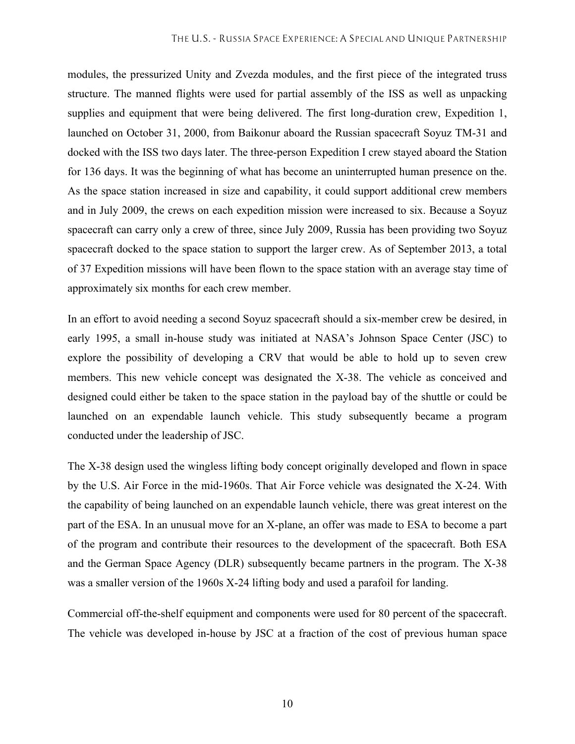modules, the pressurized Unity and Zvezda modules, and the first piece of the integrated truss structure. The manned flights were used for partial assembly of the ISS as well as unpacking supplies and equipment that were being delivered. The first long-duration crew, Expedition 1, launched on October 31, 2000, from Baikonur aboard the Russian spacecraft Soyuz TM-31 and docked with the ISS two days later. The three-person Expedition I crew stayed aboard the Station for 136 days. It was the beginning of what has become an uninterrupted human presence on the. As the space station increased in size and capability, it could support additional crew members and in July 2009, the crews on each expedition mission were increased to six. Because a Soyuz spacecraft can carry only a crew of three, since July 2009, Russia has been providing two Soyuz spacecraft docked to the space station to support the larger crew. As of September 2013, a total of 37 Expedition missions will have been flown to the space station with an average stay time of approximately six months for each crew member.

In an effort to avoid needing a second Soyuz spacecraft should a six-member crew be desired, in early 1995, a small in-house study was initiated at NASA's Johnson Space Center (JSC) to explore the possibility of developing a CRV that would be able to hold up to seven crew members. This new vehicle concept was designated the X-38. The vehicle as conceived and designed could either be taken to the space station in the payload bay of the shuttle or could be launched on an expendable launch vehicle. This study subsequently became a program conducted under the leadership of JSC.

The X-38 design used the wingless lifting body concept originally developed and flown in space by the U.S. Air Force in the mid-1960s. That Air Force vehicle was designated the X-24. With the capability of being launched on an expendable launch vehicle, there was great interest on the part of the ESA. In an unusual move for an X-plane, an offer was made to ESA to become a part of the program and contribute their resources to the development of the spacecraft. Both ESA and the German Space Agency (DLR) subsequently became partners in the program. The X-38 was a smaller version of the 1960s X-24 lifting body and used a parafoil for landing.

Commercial off-the-shelf equipment and components were used for 80 percent of the spacecraft. The vehicle was developed in-house by JSC at a fraction of the cost of previous human space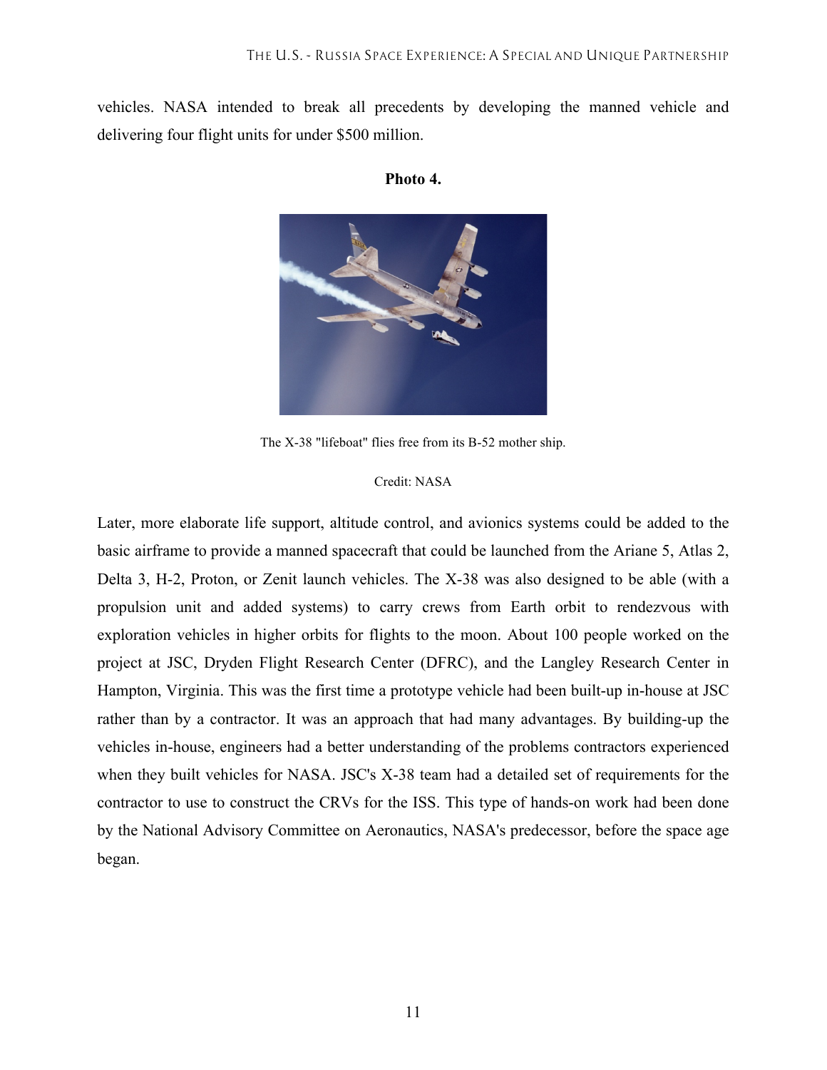vehicles. NASA intended to break all precedents by developing the manned vehicle and delivering four flight units for under $500 million.

**Photo 4.**

The X-38 "lifeboat" flies free from its B-52 mother ship.

Credit: NASA

Later, more elaborate life support, altitude control, and avionics systems could be added to the basic airframe to provide a manned spacecraft that could be launched from the Ariane 5, Atlas 2, Delta 3, H-2, Proton, or Zenit launch vehicles. The X-38 was also designed to be able (with a propulsion unit and added systems) to carry crews from Earth orbit to rendezvous with exploration vehicles in higher orbits for flights to the moon. About 100 people worked on the project at JSC, Dryden Flight Research Center (DFRC), and the Langley Research Center in Hampton, Virginia. This was the first time a prototype vehicle had been built-up in-house at JSC rather than by a contractor. It was an approach that had many advantages. By building-up the vehicles in-house, engineers had a better understanding of the problems contractors experienced when they built vehicles for NASA. JSC's X-38 team had a detailed set of requirements for the contractor to use to construct the CRVs for the ISS. This type of hands-on work had been done by the National Advisory Committee on Aeronautics, NASA's predecessor, before the space age began.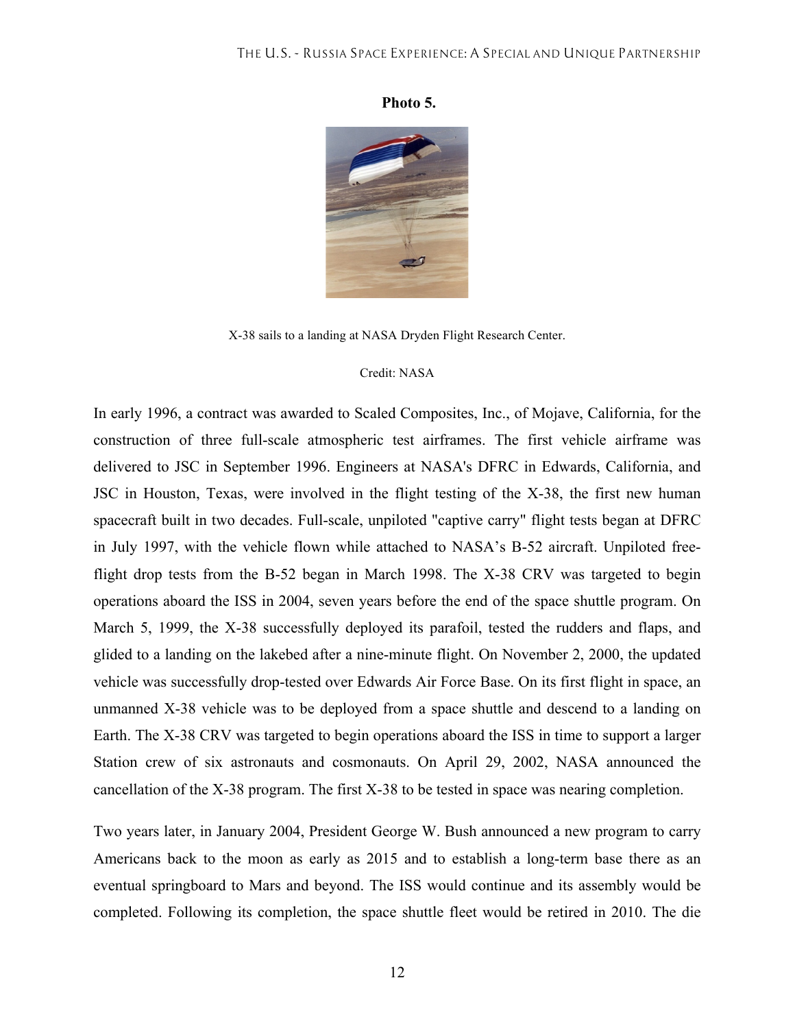**Photo 5.**

X-38 sails to a landing at NASA Dryden Flight Research Center.

Credit: NASA

In early 1996, a contract was awarded to Scaled Composites, Inc., of Mojave, California, for the construction of three full-scale atmospheric test airframes. The first vehicle airframe was delivered to JSC in September 1996. Engineers at NASA's DFRC in Edwards, California, and JSC in Houston, Texas, were involved in the flight testing of the X-38, the first new human spacecraft built in two decades. Full-scale, unpiloted "captive carry" flight tests began at DFRC in July 1997, with the vehicle flown while attached to NASA's B-52 aircraft. Unpiloted free-flight drop tests from the B-52 began in March 1998. The X-38 CRV was targeted to begin operations aboard the ISS in 2004, seven years before the end of the space shuttle program. On March 5, 1999, the X-38 successfully deployed its parafoil, tested the rudders and flaps, and glided to a landing on the lakebed after a nine-minute flight. On November 2, 2000, the updated vehicle was successfully drop-tested over Edwards Air Force Base. On its first flight in space, an unmanned X-38 vehicle was to be deployed from a space shuttle and descend to a landing on Earth. The X-38 CRV was targeted to begin operations aboard the ISS in time to support a larger Station crew of six astronauts and cosmonauts. On April 29, 2002, NASA announced the cancellation of the X-38 program. The first X-38 to be tested in space was nearing completion.

Two years later, in January 2004, President George W. Bush announced a new program to carry Americans back to the moon as early as 2015 and to establish a long-term base there as an eventual springboard to Mars and beyond. The ISS would continue and its assembly would be completed. Following its completion, the space shuttle fleet would be retired in 2010. The die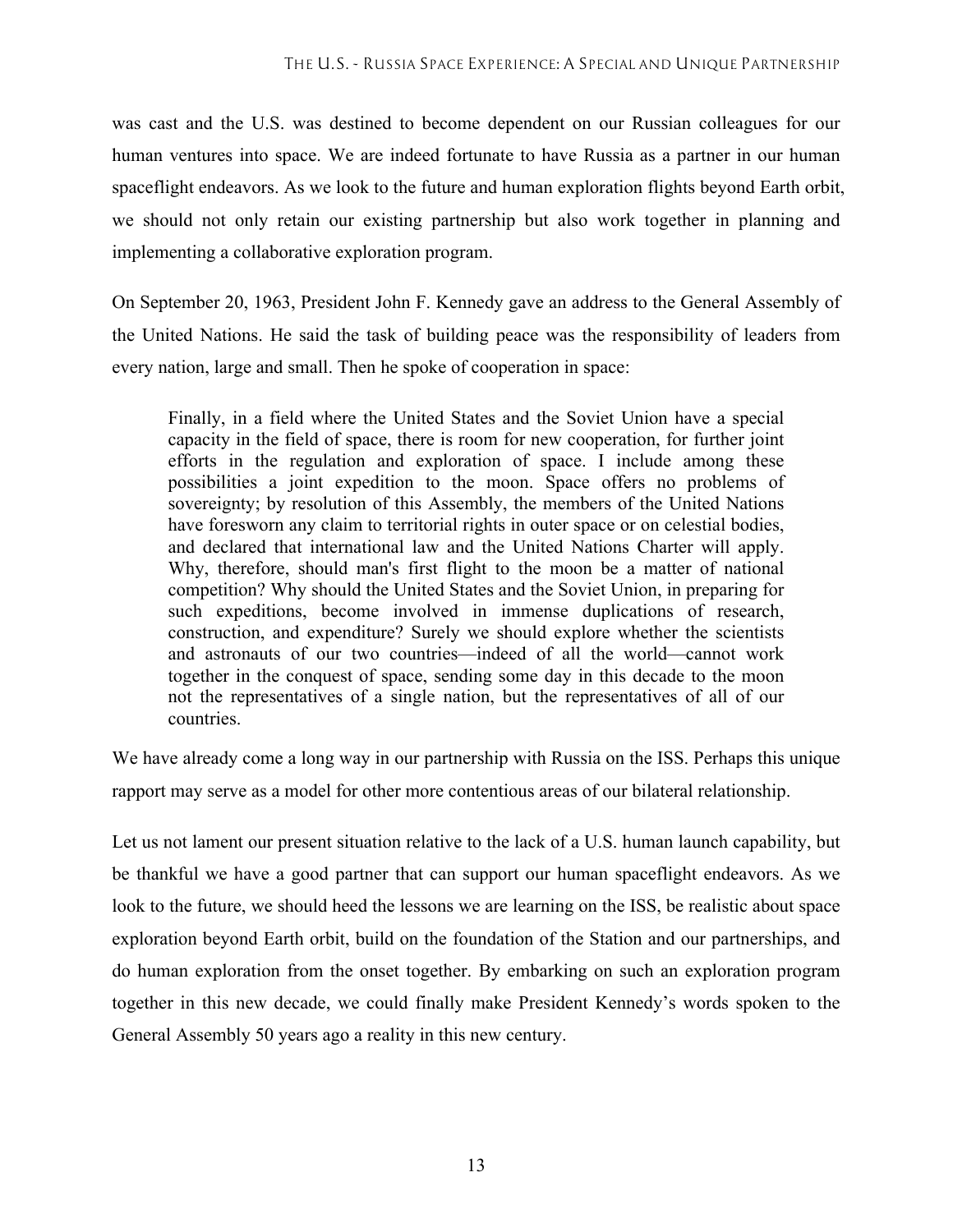was cast and the U.S. was destined to become dependent on our Russian colleagues for our human ventures into space. We are indeed fortunate to have Russia as a partner in our human spaceflight endeavors. As we look to the future and human exploration flights beyond Earth orbit, we should not only retain our existing partnership but also work together in planning and implementing a collaborative exploration program.

On September 20, 1963, President John F. Kennedy gave an address to the General Assembly of the United Nations. He said the task of building peace was the responsibility of leaders from every nation, large and small. Then he spoke of cooperation in space:

> Finally, in a field where the United States and the Soviet Union have a special capacity in the field of space, there is room for new cooperation, for further joint efforts in the regulation and exploration of space. I include among these possibilities a joint expedition to the moon. Space offers no problems of sovereignty; by resolution of this Assembly, the members of the United Nations have foresworn any claim to territorial rights in outer space or on celestial bodies, and declared that international law and the United Nations Charter will apply. Why, therefore, should man's first flight to the moon be a matter of national competition? Why should the United States and the Soviet Union, in preparing for such expeditions, become involved in immense duplications of research, construction, and expenditure? Surely we should explore whether the scientists and astronauts of our two countries—indeed of all the world—cannot work together in the conquest of space, sending some day in this decade to the moon not the representatives of a single nation, but the representatives of all of our countries.

We have already come a long way in our partnership with Russia on the ISS. Perhaps this unique rapport may serve as a model for other more contentious areas of our bilateral relationship.

Let us not lament our present situation relative to the lack of a U.S. human launch capability, but be thankful we have a good partner that can support our human spaceflight endeavors. As we look to the future, we should heed the lessons we are learning on the ISS, be realistic about space exploration beyond Earth orbit, build on the foundation of the Station and our partnerships, and do human exploration from the onset together. By embarking on such an exploration program together in this new decade, we could finally make President Kennedy's words spoken to the General Assembly 50 years ago a reality in this new century.